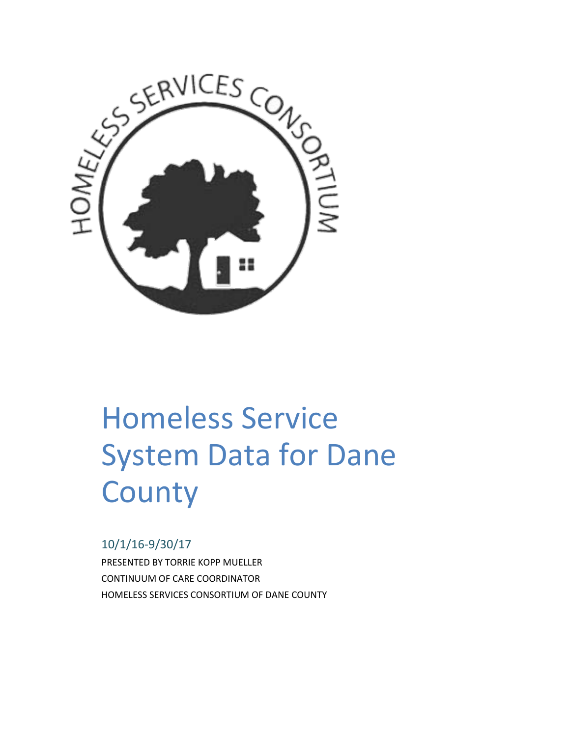# Homeless Service System Data for Dane County

## 10/1/16-9/30/17

PRESENTED BY TORRIE KOPP MUELLER
CONTINUUM OF CARE COORDINATOR
HOMELESS SERVICES CONSORTIUM OF DANE COUNTY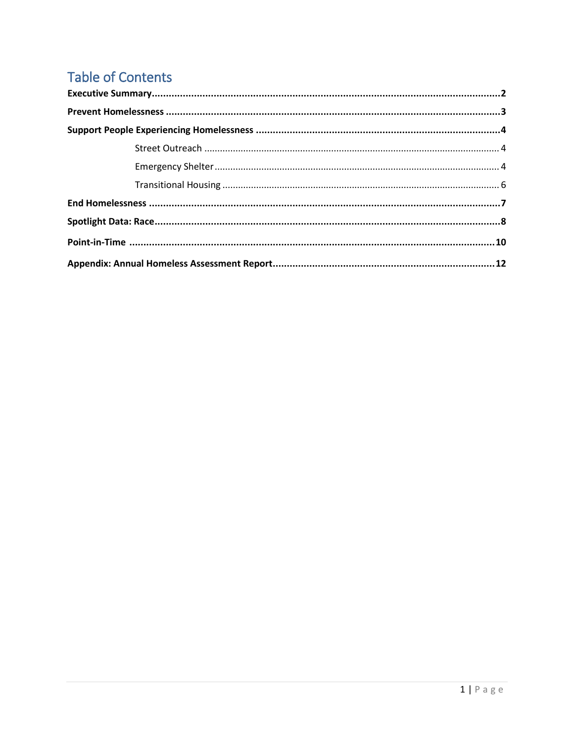# Table of Contents

**Executive Summary** .......... **2**

**Prevent Homelessness** .......... **3**

**Support People Experiencing Homelessness** .......... **4**

- Street Outreach .......... 4
- Emergency Shelter .......... 4
- Transitional Housing .......... 6

**End Homelessness** .......... **7**

**Spotlight Data: Race** .......... **8**

**Point-in-Time** .......... **10**

**Appendix: Annual Homeless Assessment Report** .......... **12**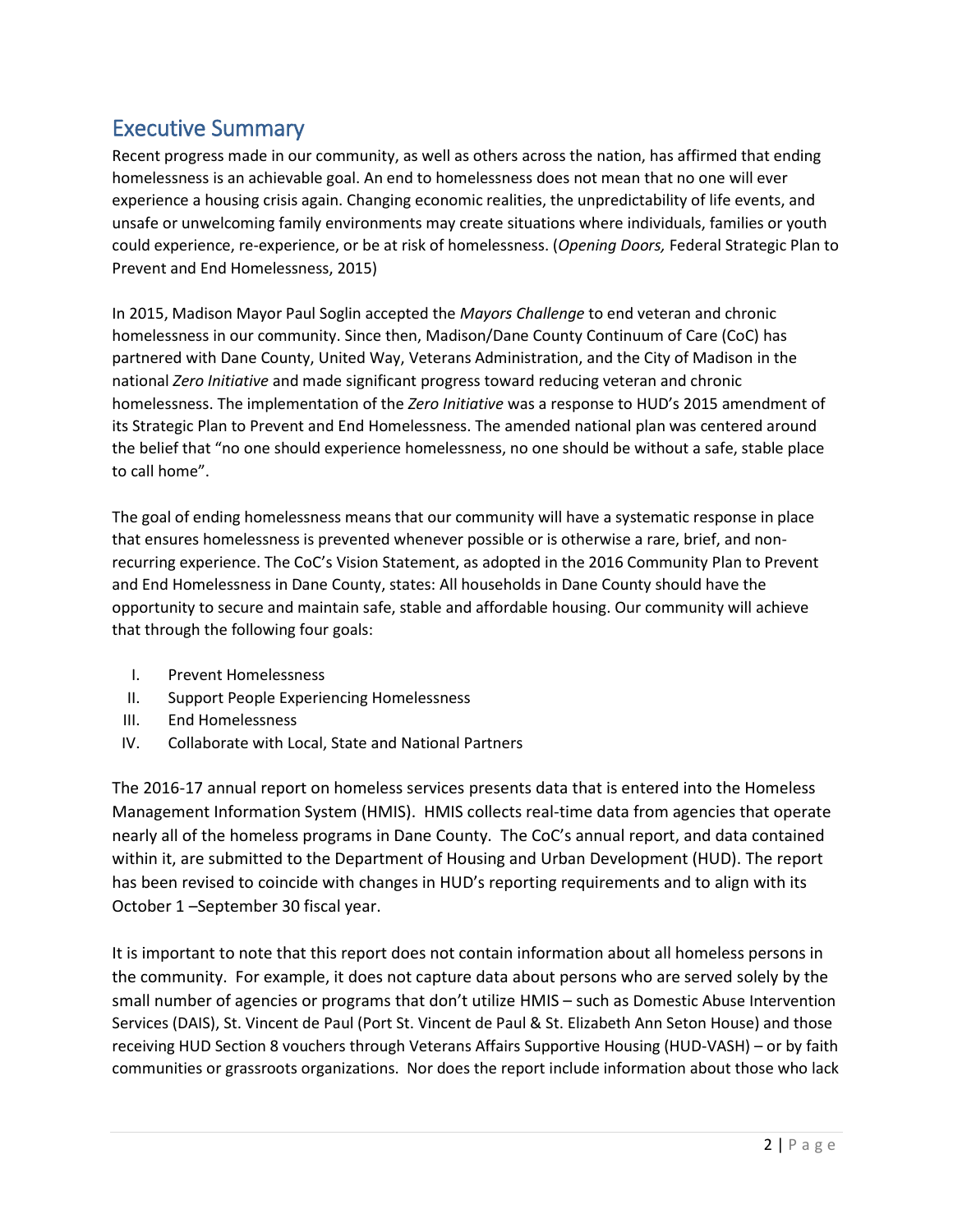## Executive Summary

Recent progress made in our community, as well as others across the nation, has affirmed that ending homelessness is an achievable goal. An end to homelessness does not mean that no one will ever experience a housing crisis again. Changing economic realities, the unpredictability of life events, and unsafe or unwelcoming family environments may create situations where individuals, families or youth could experience, re-experience, or be at risk of homelessness. (*Opening Doors,* Federal Strategic Plan to Prevent and End Homelessness, 2015)

In 2015, Madison Mayor Paul Soglin accepted the *Mayors Challenge* to end veteran and chronic homelessness in our community. Since then, Madison/Dane County Continuum of Care (CoC) has partnered with Dane County, United Way, Veterans Administration, and the City of Madison in the national *Zero Initiative* and made significant progress toward reducing veteran and chronic homelessness. The implementation of the *Zero Initiative* was a response to HUD's 2015 amendment of its Strategic Plan to Prevent and End Homelessness. The amended national plan was centered around the belief that "no one should experience homelessness, no one should be without a safe, stable place to call home".

The goal of ending homelessness means that our community will have a systematic response in place that ensures homelessness is prevented whenever possible or is otherwise a rare, brief, and non-recurring experience. The CoC's Vision Statement, as adopted in the 2016 Community Plan to Prevent and End Homelessness in Dane County, states: All households in Dane County should have the opportunity to secure and maintain safe, stable and affordable housing. Our community will achieve that through the following four goals:

I. Prevent Homelessness
II. Support People Experiencing Homelessness
III. End Homelessness
IV. Collaborate with Local, State and National Partners

The 2016-17 annual report on homeless services presents data that is entered into the Homeless Management Information System (HMIS). HMIS collects real-time data from agencies that operate nearly all of the homeless programs in Dane County. The CoC's annual report, and data contained within it, are submitted to the Department of Housing and Urban Development (HUD). The report has been revised to coincide with changes in HUD's reporting requirements and to align with its October 1 –September 30 fiscal year.

It is important to note that this report does not contain information about all homeless persons in the community. For example, it does not capture data about persons who are served solely by the small number of agencies or programs that don't utilize HMIS – such as Domestic Abuse Intervention Services (DAIS), St. Vincent de Paul (Port St. Vincent de Paul & St. Elizabeth Ann Seton House) and those receiving HUD Section 8 vouchers through Veterans Affairs Supportive Housing (HUD-VASH) – or by faith communities or grassroots organizations. Nor does the report include information about those who lack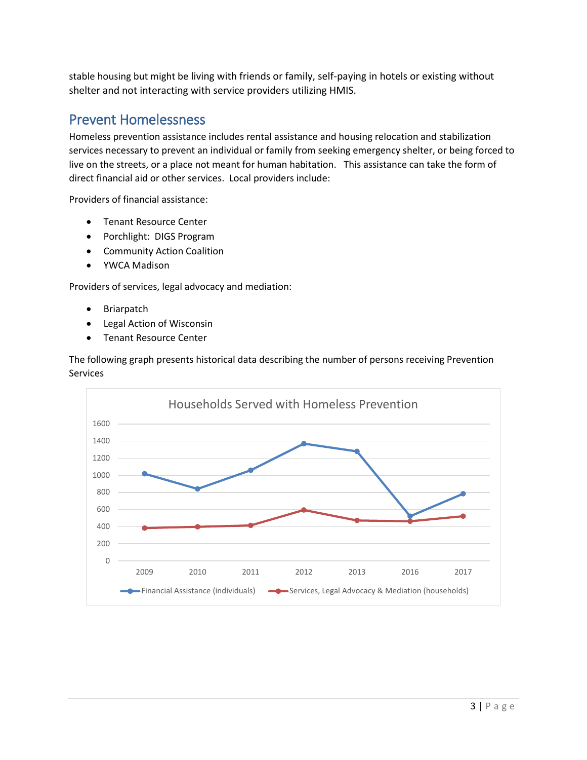stable housing but might be living with friends or family, self-paying in hotels or existing without shelter and not interacting with service providers utilizing HMIS.

## Prevent Homelessness

Homeless prevention assistance includes rental assistance and housing relocation and stabilization services necessary to prevent an individual or family from seeking emergency shelter, or being forced to live on the streets, or a place not meant for human habitation. This assistance can take the form of direct financial aid or other services. Local providers include:

Providers of financial assistance:

- Tenant Resource Center
- Porchlight: DIGS Program
- Community Action Coalition
- YWCA Madison

Providers of services, legal advocacy and mediation:

- Briarpatch
- Legal Action of Wisconsin
- Tenant Resource Center

The following graph presents historical data describing the number of persons receiving Prevention Services

Households Served with Homeless Prevention

1600
1400
1200
1000
800
600
400
200
0

2009 2010 2011 2012 2013 2016 2017

Financial Assistance (individuals)
Services, Legal Advocacy & Mediation (households)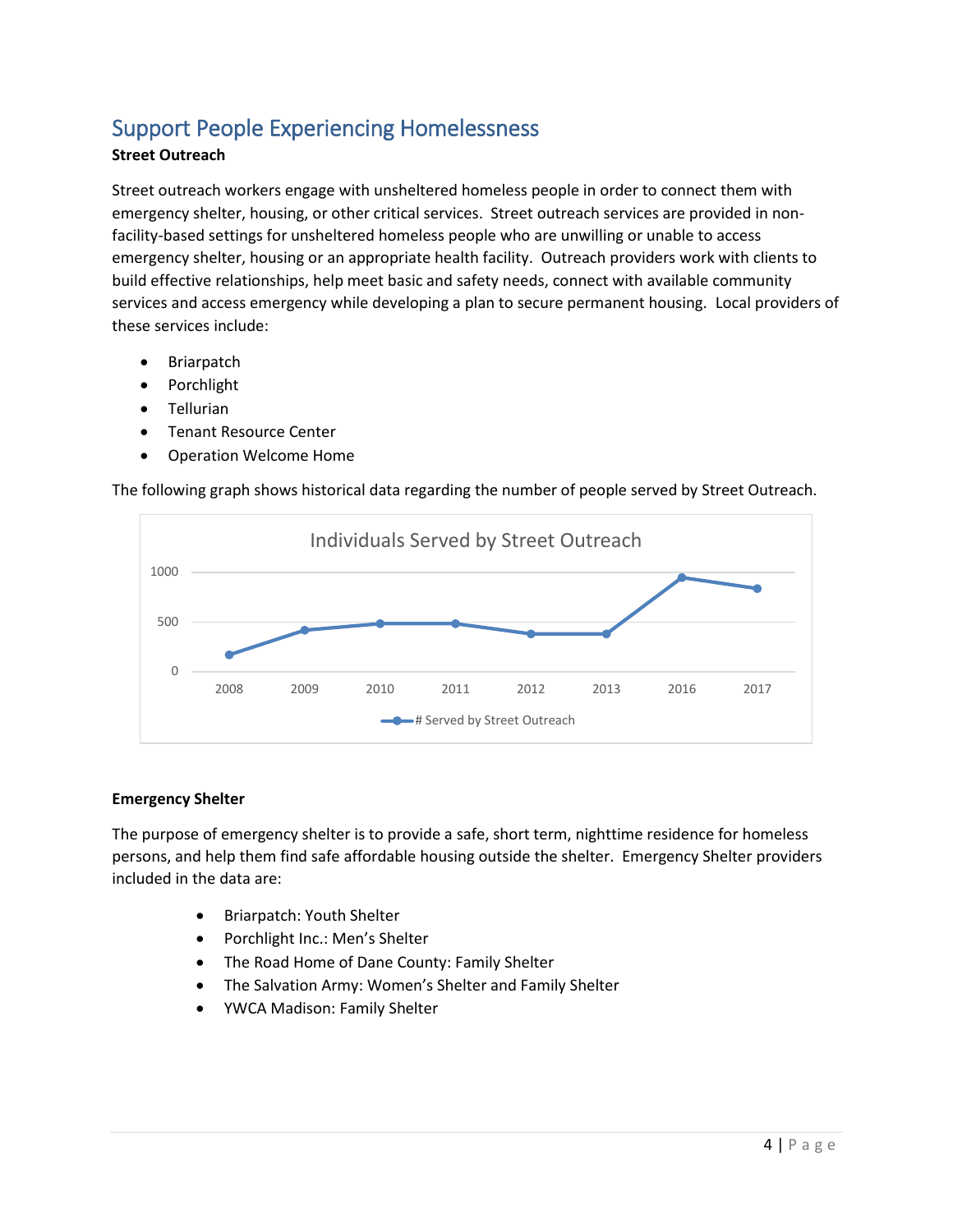## Support People Experiencing Homelessness

**Street Outreach**

Street outreach workers engage with unsheltered homeless people in order to connect them with emergency shelter, housing, or other critical services. Street outreach services are provided in non-facility-based settings for unsheltered homeless people who are unwilling or unable to access emergency shelter, housing or an appropriate health facility. Outreach providers work with clients to build effective relationships, help meet basic and safety needs, connect with available community services and access emergency while developing a plan to secure permanent housing. Local providers of these services include:

- Briarpatch
- Porchlight
- Tellurian
- Tenant Resource Center
- Operation Welcome Home

The following graph shows historical data regarding the number of people served by Street Outreach.

Individuals Served by Street Outreach

1000
500
0

2008 2009 2010 2011 2012 2013 2016 2017

# Served by Street Outreach

**Emergency Shelter**

The purpose of emergency shelter is to provide a safe, short term, nighttime residence for homeless persons, and help them find safe affordable housing outside the shelter. Emergency Shelter providers included in the data are:

- Briarpatch: Youth Shelter
- Porchlight Inc.: Men's Shelter
- The Road Home of Dane County: Family Shelter
- The Salvation Army: Women's Shelter and Family Shelter
- YWCA Madison: Family Shelter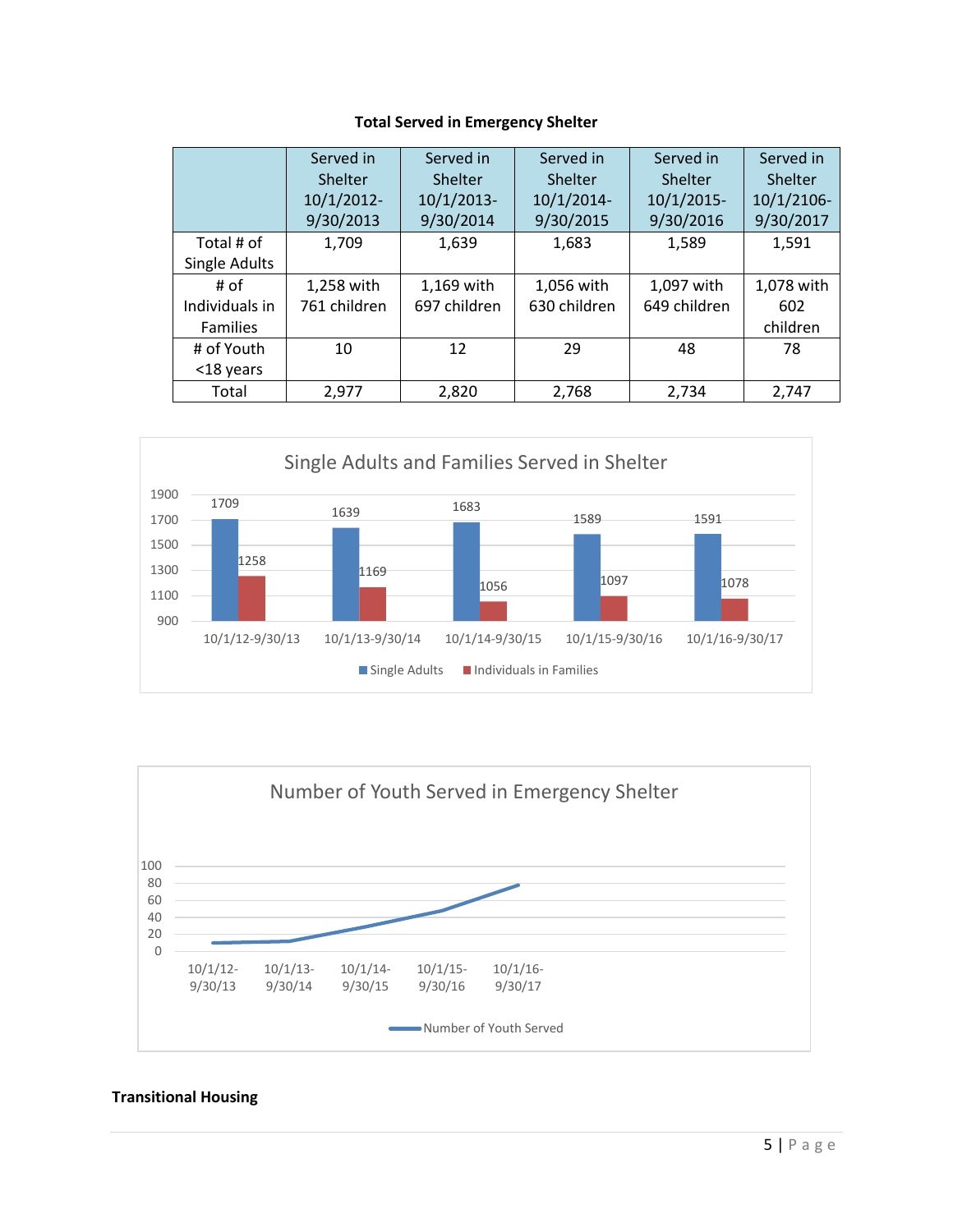**Total Served in Emergency Shelter**

| | Served in Shelter 10/1/2012-9/30/2013 | Served in Shelter 10/1/2013-9/30/2014 | Served in Shelter 10/1/2014-9/30/2015 | Served in Shelter 10/1/2015-9/30/2016 | Served in Shelter 10/1/2106-9/30/2017 |
|---|---|---|---|---|---|
| Total # of Single Adults | 1,709 | 1,639 | 1,683 | 1,589 | 1,591 |
| # of Individuals in Families | 1,258 with 761 children | 1,169 with 697 children | 1,056 with 630 children | 1,097 with 649 children | 1,078 with 602 children |
| # of Youth <18 years | 10 | 12 | 29 | 48 | 78 |
| Total | 2,977 | 2,820 | 2,768 | 2,734 | 2,747 |

Single Adults and Families Served in Shelter

1900
1700
1500
1300
1100
900

1709
1258
1639
1169
1683
1056
1589
1097
1591
1078

10/1/12-9/30/13
10/1/13-9/30/14
10/1/14-9/30/15
10/1/15-9/30/16
10/1/16-9/30/17

Single Adults
Individuals in Families

Number of Youth Served in Emergency Shelter

100
80
60
40
20
0

10/1/12-9/30/13
10/1/13-9/30/14
10/1/14-9/30/15
10/1/15-9/30/16
10/1/16-9/30/17

Number of Youth Served

**Transitional Housing**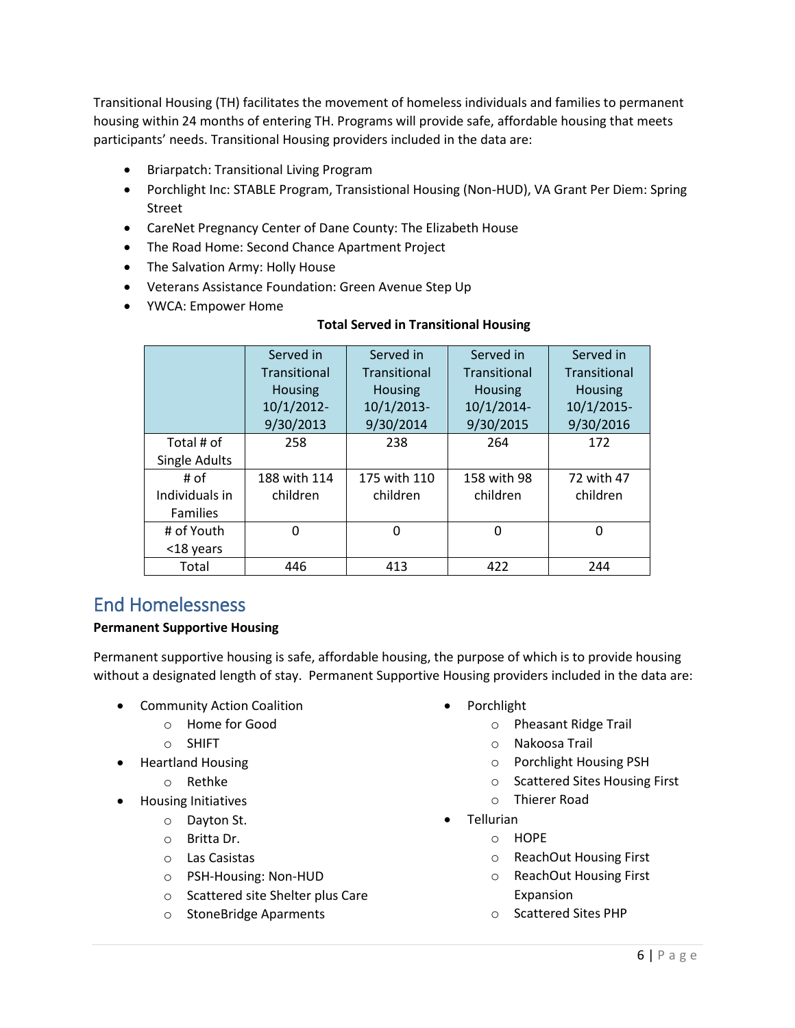Transitional Housing (TH) facilitates the movement of homeless individuals and families to permanent housing within 24 months of entering TH. Programs will provide safe, affordable housing that meets participants' needs. Transitional Housing providers included in the data are:

- Briarpatch: Transitional Living Program
- Porchlight Inc: STABLE Program, Transistional Housing (Non-HUD), VA Grant Per Diem: Spring Street
- CareNet Pregnancy Center of Dane County: The Elizabeth House
- The Road Home: Second Chance Apartment Project
- The Salvation Army: Holly House
- Veterans Assistance Foundation: Green Avenue Step Up
- YWCA: Empower Home

**Total Served in Transitional Housing**

| | Served in Transitional Housing 10/1/2012-9/30/2013 | Served in Transitional Housing 10/1/2013-9/30/2014 | Served in Transitional Housing 10/1/2014-9/30/2015 | Served in Transitional Housing 10/1/2015-9/30/2016 |
|---|---|---|---|---|
| Total # of Single Adults | 258 | 238 | 264 | 172 |
| # of Individuals in Families | 188 with 114 children | 175 with 110 children | 158 with 98 children | 72 with 47 children |
| # of Youth <18 years | 0 | 0 | 0 | 0 |
| Total | 446 | 413 | 422 | 244 |

## End Homelessness

**Permanent Supportive Housing**

Permanent supportive housing is safe, affordable housing, the purpose of which is to provide housing without a designated length of stay. Permanent Supportive Housing providers included in the data are:

- Community Action Coalition
  - Home for Good
  - SHIFT
- Heartland Housing
  - Rethke
- Housing Initiatives
  - Dayton St.
  - Britta Dr.
  - Las Casistas
  - PSH-Housing: Non-HUD
  - Scattered site Shelter plus Care
  - StoneBridge Aparments
- Porchlight
  - Pheasant Ridge Trail
  - Nakoosa Trail
  - Porchlight Housing PSH
  - Scattered Sites Housing First
  - Thierer Road
- Tellurian
  - HOPE
  - ReachOut Housing First
  - ReachOut Housing First Expansion
  - Scattered Sites PHP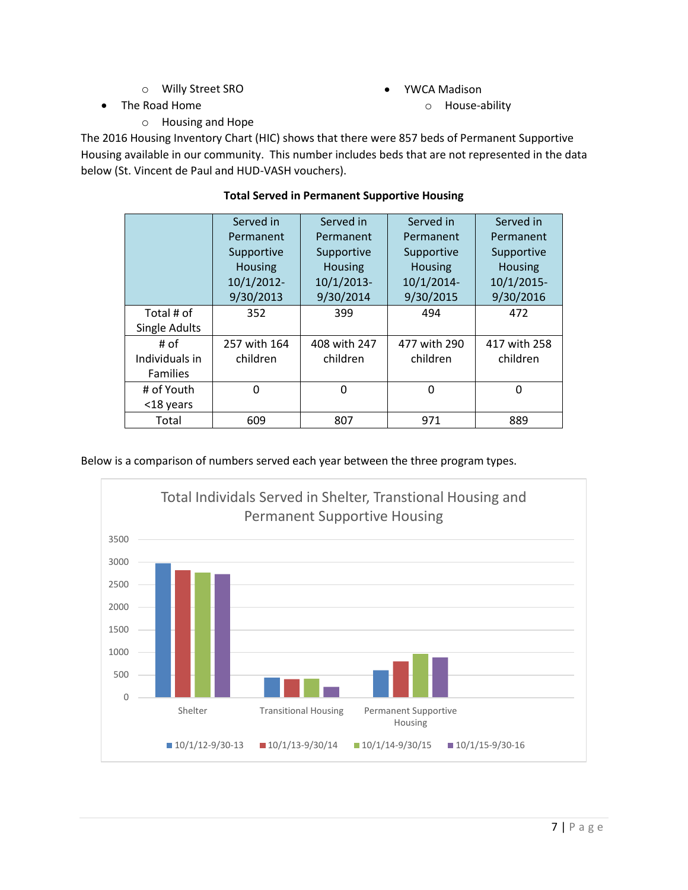- Willy Street SRO
- The Road Home
  - Housing and Hope
- YWCA Madison
  - House-ability

The 2016 Housing Inventory Chart (HIC) shows that there were 857 beds of Permanent Supportive Housing available in our community. This number includes beds that are not represented in the data below (St. Vincent de Paul and HUD-VASH vouchers).

**Total Served in Permanent Supportive Housing**

| | Served in Permanent Supportive Housing 10/1/2012-9/30/2013 | Served in Permanent Supportive Housing 10/1/2013-9/30/2014 | Served in Permanent Supportive Housing 10/1/2014-9/30/2015 | Served in Permanent Supportive Housing 10/1/2015-9/30/2016 |
|---|---|---|---|---|
| Total # of Single Adults | 352 | 399 | 494 | 472 |
| # of Individuals in Families | 257 with 164 children | 408 with 247 children | 477 with 290 children | 417 with 258 children |
| # of Youth <18 years | 0 | 0 | 0 | 0 |
| Total | 609 | 807 | 971 | 889 |

Below is a comparison of numbers served each year between the three program types.

Total Individals Served in Shelter, Transtional Housing and Permanent Supportive Housing

3500
3000
2500
2000
1500
1000
500
0

Shelter
Transitional Housing
Permanent Supportive Housing

10/1/12-9/30-13
10/1/13-9/30/14
10/1/14-9/30/15
10/1/15-9/30-16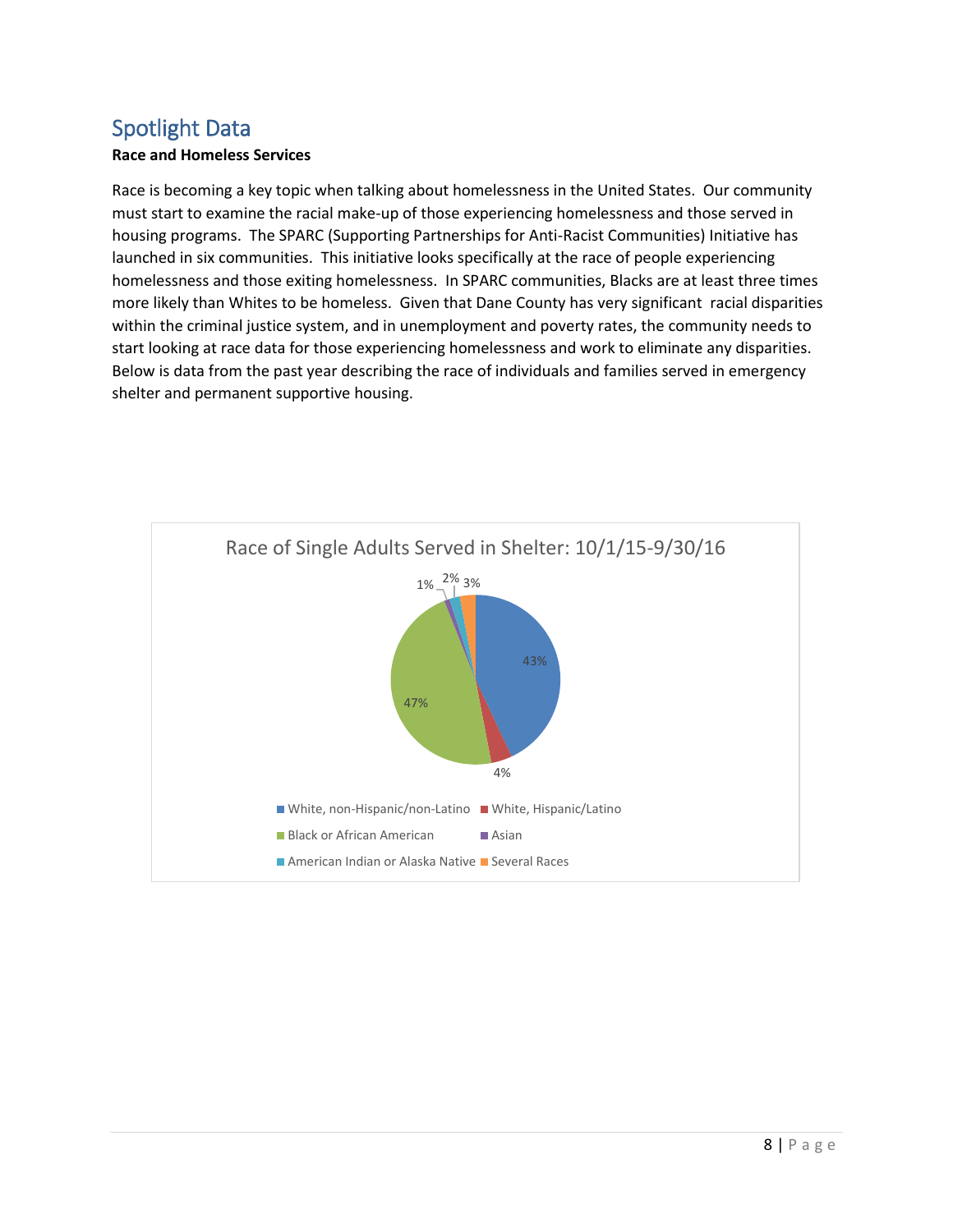## Spotlight Data

**Race and Homeless Services**

Race is becoming a key topic when talking about homelessness in the United States. Our community must start to examine the racial make-up of those experiencing homelessness and those served in housing programs. The SPARC (Supporting Partnerships for Anti-Racist Communities) Initiative has launched in six communities. This initiative looks specifically at the race of people experiencing homelessness and those exiting homelessness. In SPARC communities, Blacks are at least three times more likely than Whites to be homeless. Given that Dane County has very significant racial disparities within the criminal justice system, and in unemployment and poverty rates, the community needs to start looking at race data for those experiencing homelessness and work to eliminate any disparities. Below is data from the past year describing the race of individuals and families served in emergency shelter and permanent supportive housing.

Race of Single Adults Served in Shelter: 10/1/15-9/30/16

1%
2%
3%
43%
47%
4%

White, non-Hispanic/non-Latino
White, Hispanic/Latino
Black or African American
Asian
American Indian or Alaska Native
Several Races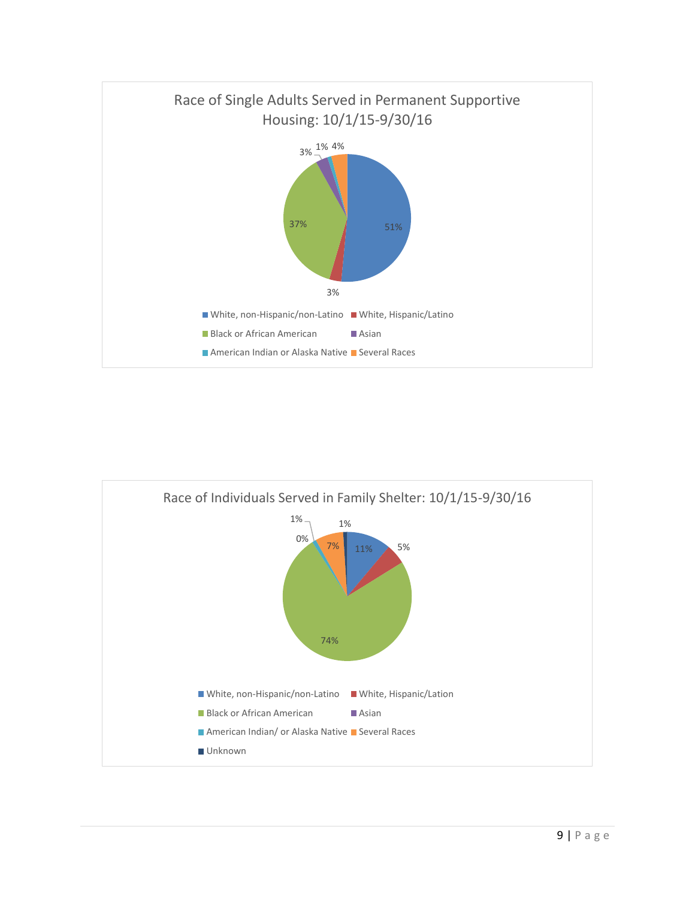## Race of Single Adults Served in Permanent Supportive Housing: 10/1/15-9/30/16

| Race | Percent |
|---|---|
| White, non-Hispanic/non-Latino | 51% |
| White, Hispanic/Latino | 3% |
| Black or African American | 37% |
| Asian | 3% |
| American Indian or Alaska Native | 1% |
| Several Races | 4% |

## Race of Individuals Served in Family Shelter: 10/1/15-9/30/16

| Race | Percent |
|---|---|
| White, non-Hispanic/non-Latino | 11% |
| White, Hispanic/Lation | 5% |
| Black or African American | 74% |
| Asian | 0% |
| American Indian/ or Alaska Native | 1% |
| Several Races | 7% |
| Unknown | 1% |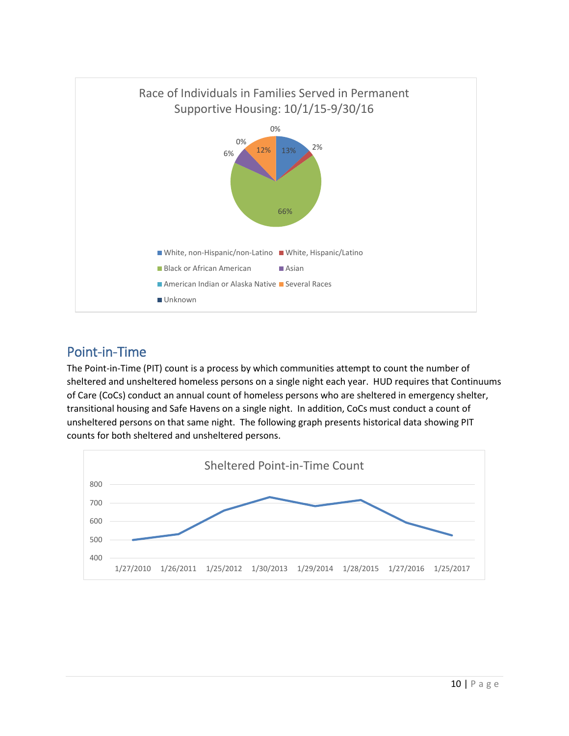Race of Individuals in Families Served in Permanent Supportive Housing: 10/1/15-9/30/16

0%
0%
6%
12%
13%
2%
66%

White, non-Hispanic/non-Latino
White, Hispanic/Latino
Black or African American
Asian
American Indian or Alaska Native
Several Races
Unknown

## Point-in-Time

The Point-in-Time (PIT) count is a process by which communities attempt to count the number of sheltered and unsheltered homeless persons on a single night each year. HUD requires that Continuums of Care (CoCs) conduct an annual count of homeless persons who are sheltered in emergency shelter, transitional housing and Safe Havens on a single night. In addition, CoCs must conduct a count of unsheltered persons on that same night. The following graph presents historical data showing PIT counts for both sheltered and unsheltered persons.

Sheltered Point-in-Time Count

800
700
600
500
400

1/27/2010
1/26/2011
1/25/2012
1/30/2013
1/29/2014
1/28/2015
1/27/2016
1/25/2017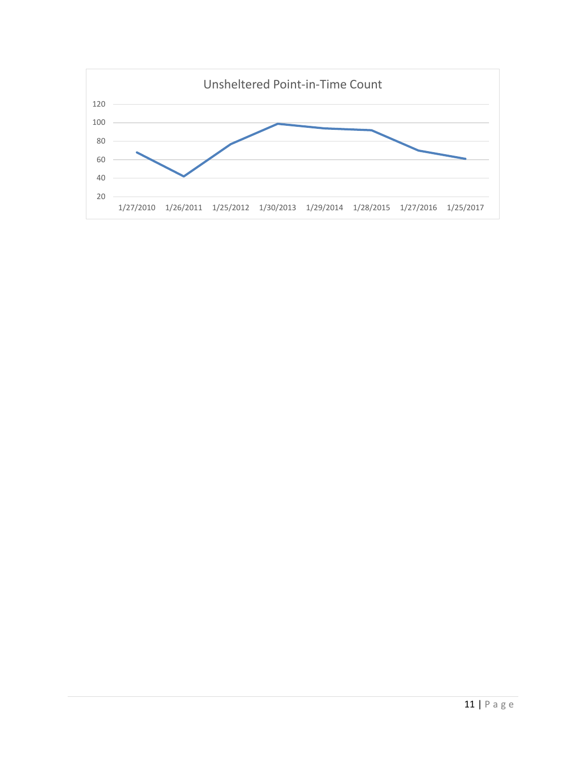Unsheltered Point-in-Time Count

120
100
80
60
40
20

1/27/2010 1/26/2011 1/25/2012 1/30/2013 1/29/2014 1/28/2015 1/27/2016 1/25/2017